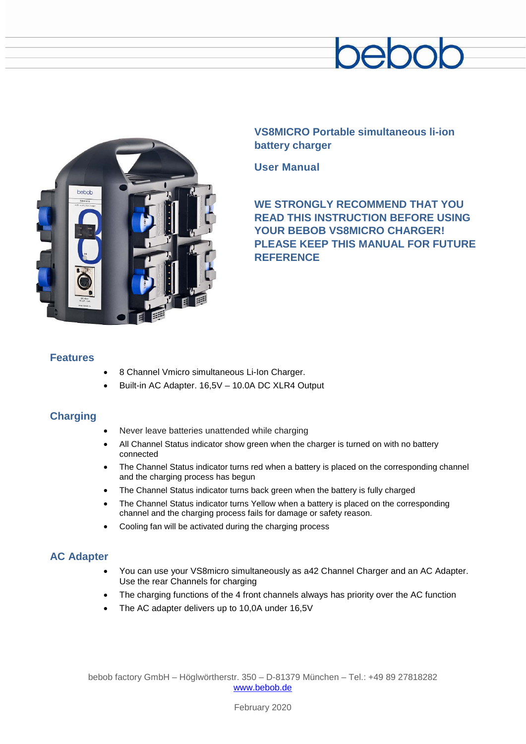bebob

# VS8MICRO Portable simultaneous li-ion battery charger

## User Manual

**WE STRONGLY RECOMMEND THAT YOU READ THIS INSTRUCTION BEFORE USING YOUR BEBOB VS8MICRO CHARGER! PLEASE KEEP THIS MANUAL FOR FUTURE REFERENCE**

## Features

- 8 Channel Vmicro simultaneous Li-Ion Charger.
- Built-in AC Adapter. 16,5V – 10.0A DC XLR4 Output

## Charging

- Never leave batteries unattended while charging
- All Channel Status indicator show green when the charger is turned on with no battery connected
- The Channel Status indicator turns red when a battery is placed on the corresponding channel and the charging process has begun
- The Channel Status indicator turns back green when the battery is fully charged
- The Channel Status indicator turns Yellow when a battery is placed on the corresponding channel and the charging process fails for damage or safety reason.
- Cooling fan will be activated during the charging process

## AC Adapter

- You can use your VS8micro simultaneously as a42 Channel Charger and an AC Adapter. Use the rear Channels for charging
- The charging functions of the 4 front channels always has priority over the AC function
- The AC adapter delivers up to 10,0A under 16,5V

bebob factory GmbH – Höglwörtherstr. 350 – D-81379 München – Tel.: +49 89 27818282
www.bebob.de

February 2020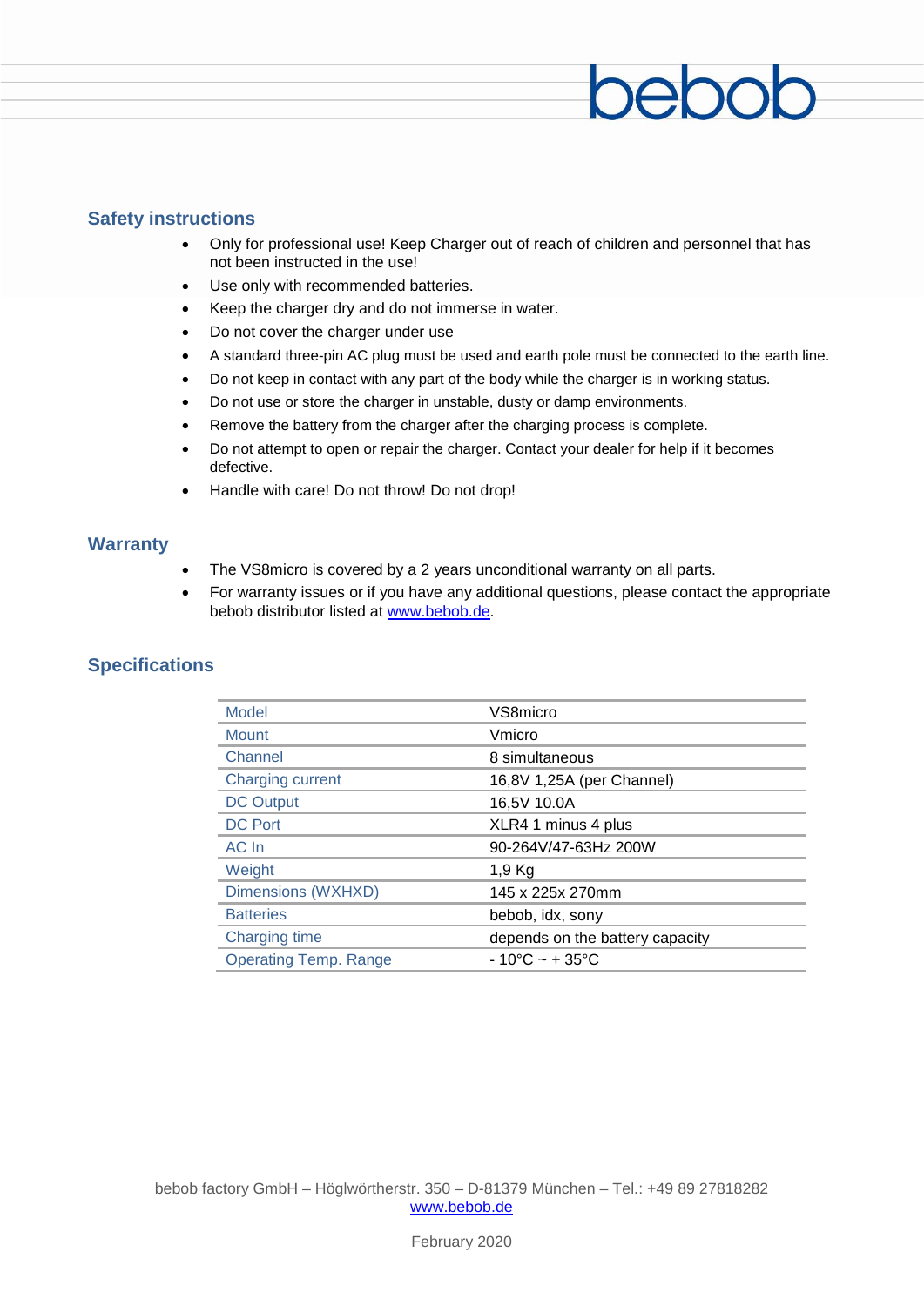## Safety instructions

- Only for professional use! Keep Charger out of reach of children and personnel that has not been instructed in the use!
- Use only with recommended batteries.
- Keep the charger dry and do not immerse in water.
- Do not cover the charger under use
- A standard three-pin AC plug must be used and earth pole must be connected to the earth line.
- Do not keep in contact with any part of the body while the charger is in working status.
- Do not use or store the charger in unstable, dusty or damp environments.
- Remove the battery from the charger after the charging process is complete.
- Do not attempt to open or repair the charger. Contact your dealer for help if it becomes defective.
- Handle with care! Do not throw! Do not drop!

## Warranty

- The VS8micro is covered by a 2 years unconditional warranty on all parts.
- For warranty issues or if you have any additional questions, please contact the appropriate bebob distributor listed at www.bebob.de.

## Specifications

| | |
|---|---|
| Model | VS8micro |
| Mount | Vmicro |
| Channel | 8 simultaneous |
| Charging current | 16,8V 1,25A (per Channel) |
| DC Output | 16,5V 10.0A |
| DC Port | XLR4 1 minus 4 plus |
| AC In | 90-264V/47-63Hz 200W |
| Weight | 1,9 Kg |
| Dimensions (WXHXD) | 145 x 225x 270mm |
| Batteries | bebob, idx, sony |
| Charging time | depends on the battery capacity |
| Operating Temp. Range | - 10°C ~ + 35°C |

bebob factory GmbH – Höglwörtherstr. 350 – D-81379 München – Tel.: +49 89 27818282
www.bebob.de

February 2020